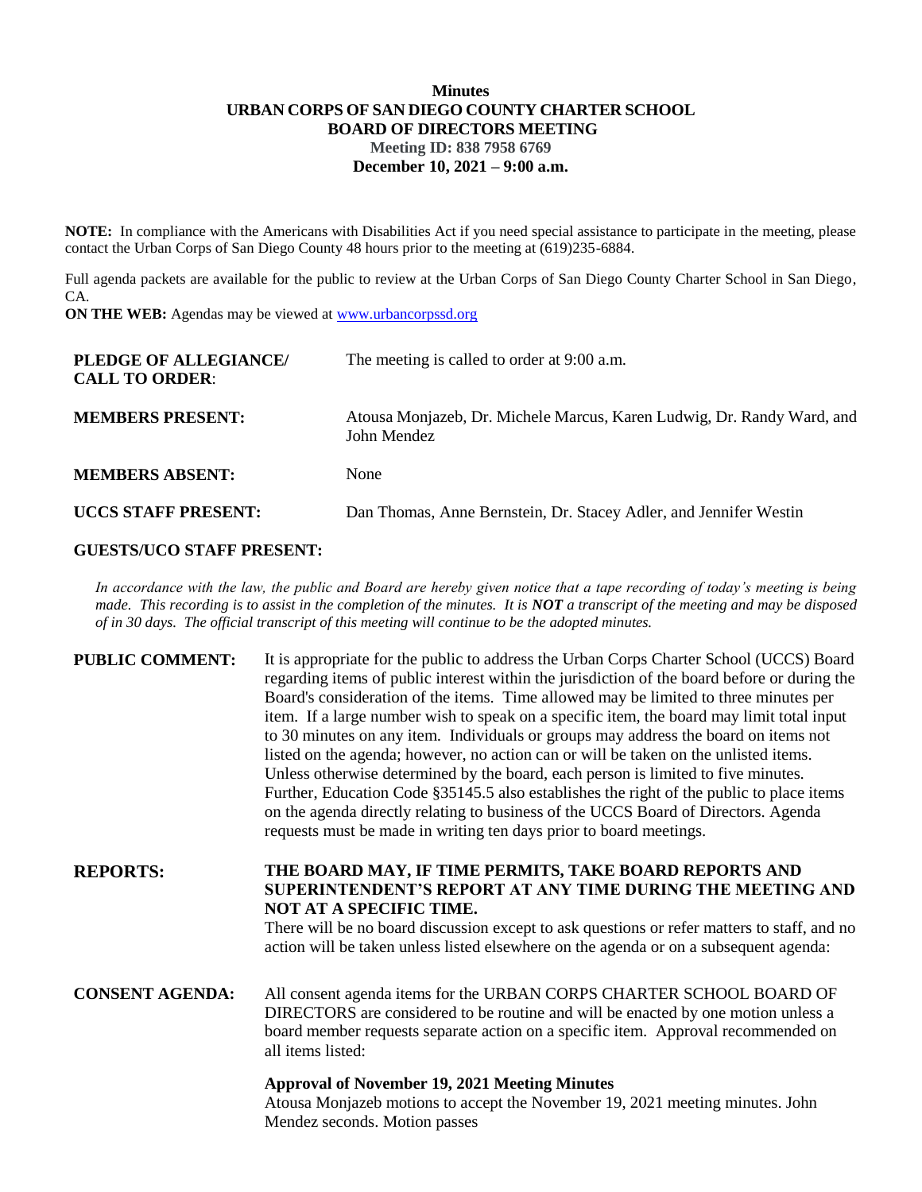# Minutes
# URBAN CORPS OF SAN DIEGO COUNTY CHARTER SCHOOL
# BOARD OF DIRECTORS MEETING

**Meeting ID: 838 7958 6769**

**December 10, 2021 – 9:00 a.m.**

**NOTE:** In compliance with the Americans with Disabilities Act if you need special assistance to participate in the meeting, please contact the Urban Corps of San Diego County 48 hours prior to the meeting at (619)235-6884.

Full agenda packets are available for the public to review at the Urban Corps of San Diego County Charter School in San Diego, CA.

**ON THE WEB:** Agendas may be viewed at www.urbancorpssd.org

**PLEDGE OF ALLEGIANCE/ CALL TO ORDER**: The meeting is called to order at 9:00 a.m.

**MEMBERS PRESENT:** Atousa Monjazeb, Dr. Michele Marcus, Karen Ludwig, Dr. Randy Ward, and John Mendez

**MEMBERS ABSENT:** None

**UCCS STAFF PRESENT:** Dan Thomas, Anne Bernstein, Dr. Stacey Adler, and Jennifer Westin

**GUESTS/UCO STAFF PRESENT:**

*In accordance with the law, the public and Board are hereby given notice that a tape recording of today's meeting is being made. This recording is to assist in the completion of the minutes. It is **NOT** a transcript of the meeting and may be disposed of in 30 days. The official transcript of this meeting will continue to be the adopted minutes.*

**PUBLIC COMMENT:** It is appropriate for the public to address the Urban Corps Charter School (UCCS) Board regarding items of public interest within the jurisdiction of the board before or during the Board's consideration of the items. Time allowed may be limited to three minutes per item. If a large number wish to speak on a specific item, the board may limit total input to 30 minutes on any item. Individuals or groups may address the board on items not listed on the agenda; however, no action can or will be taken on the unlisted items. Unless otherwise determined by the board, each person is limited to five minutes. Further, Education Code §35145.5 also establishes the right of the public to place items on the agenda directly relating to business of the UCCS Board of Directors. Agenda requests must be made in writing ten days prior to board meetings.

**REPORTS:** **THE BOARD MAY, IF TIME PERMITS, TAKE BOARD REPORTS AND SUPERINTENDENT'S REPORT AT ANY TIME DURING THE MEETING AND NOT AT A SPECIFIC TIME.**
There will be no board discussion except to ask questions or refer matters to staff, and no action will be taken unless listed elsewhere on the agenda or on a subsequent agenda:

**CONSENT AGENDA:** All consent agenda items for the URBAN CORPS CHARTER SCHOOL BOARD OF DIRECTORS are considered to be routine and will be enacted by one motion unless a board member requests separate action on a specific item. Approval recommended on all items listed:

**Approval of November 19, 2021 Meeting Minutes**
Atousa Monjazeb motions to accept the November 19, 2021 meeting minutes. John Mendez seconds. Motion passes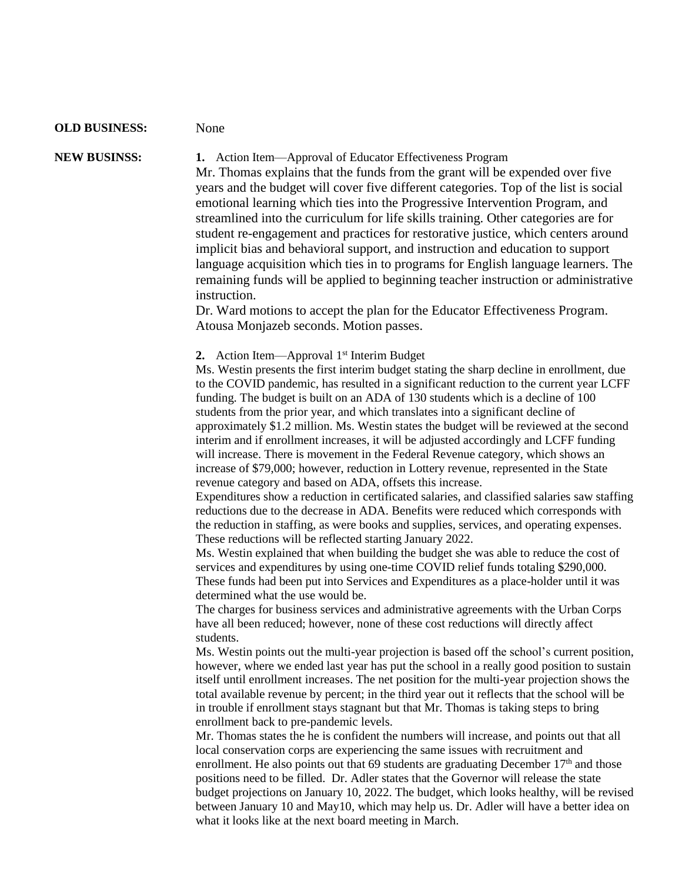**OLD BUSINESS:** None

**NEW BUSINSS:**

**1.** Action Item—Approval of Educator Effectiveness Program

Mr. Thomas explains that the funds from the grant will be expended over five years and the budget will cover five different categories. Top of the list is social emotional learning which ties into the Progressive Intervention Program, and streamlined into the curriculum for life skills training. Other categories are for student re-engagement and practices for restorative justice, which centers around implicit bias and behavioral support, and instruction and education to support language acquisition which ties in to programs for English language learners. The remaining funds will be applied to beginning teacher instruction or administrative instruction.

Dr. Ward motions to accept the plan for the Educator Effectiveness Program. Atousa Monjazeb seconds. Motion passes.

**2.** Action Item—Approval 1st Interim Budget

Ms. Westin presents the first interim budget stating the sharp decline in enrollment, due to the COVID pandemic, has resulted in a significant reduction to the current year LCFF funding. The budget is built on an ADA of 130 students which is a decline of 100 students from the prior year, and which translates into a significant decline of approximately $1.2 million. Ms. Westin states the budget will be reviewed at the second interim and if enrollment increases, it will be adjusted accordingly and LCFF funding will increase. There is movement in the Federal Revenue category, which shows an increase of $79,000; however, reduction in Lottery revenue, represented in the State revenue category and based on ADA, offsets this increase.

Expenditures show a reduction in certificated salaries, and classified salaries saw staffing reductions due to the decrease in ADA. Benefits were reduced which corresponds with the reduction in staffing, as were books and supplies, services, and operating expenses. These reductions will be reflected starting January 2022.

Ms. Westin explained that when building the budget she was able to reduce the cost of services and expenditures by using one-time COVID relief funds totaling $290,000. These funds had been put into Services and Expenditures as a place-holder until it was determined what the use would be.

The charges for business services and administrative agreements with the Urban Corps have all been reduced; however, none of these cost reductions will directly affect students.

Ms. Westin points out the multi-year projection is based off the school's current position, however, where we ended last year has put the school in a really good position to sustain itself until enrollment increases. The net position for the multi-year projection shows the total available revenue by percent; in the third year out it reflects that the school will be in trouble if enrollment stays stagnant but that Mr. Thomas is taking steps to bring enrollment back to pre-pandemic levels.

Mr. Thomas states the he is confident the numbers will increase, and points out that all local conservation corps are experiencing the same issues with recruitment and enrollment. He also points out that 69 students are graduating December 17th and those positions need to be filled. Dr. Adler states that the Governor will release the state budget projections on January 10, 2022. The budget, which looks healthy, will be revised between January 10 and May10, which may help us. Dr. Adler will have a better idea on what it looks like at the next board meeting in March.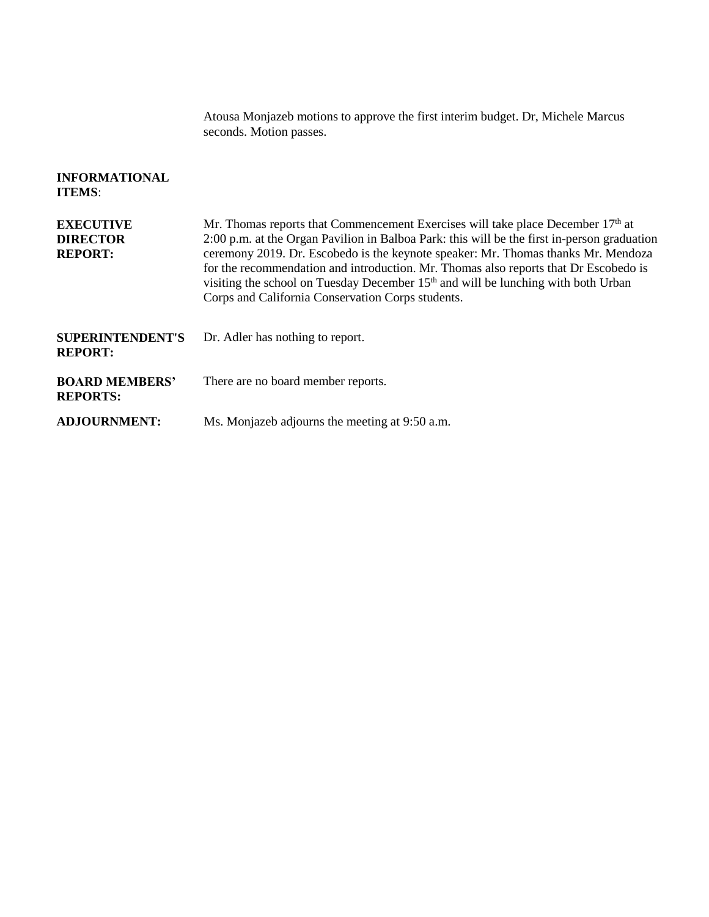Atousa Monjazeb motions to approve the first interim budget. Dr, Michele Marcus seconds. Motion passes.

**INFORMATIONAL ITEMS**:

**EXECUTIVE DIRECTOR REPORT:** Mr. Thomas reports that Commencement Exercises will take place December 17th at 2:00 p.m. at the Organ Pavilion in Balboa Park: this will be the first in-person graduation ceremony 2019. Dr. Escobedo is the keynote speaker: Mr. Thomas thanks Mr. Mendoza for the recommendation and introduction. Mr. Thomas also reports that Dr Escobedo is visiting the school on Tuesday December 15th and will be lunching with both Urban Corps and California Conservation Corps students.

**SUPERINTENDENT'S REPORT:** Dr. Adler has nothing to report.

**BOARD MEMBERS' REPORTS:** There are no board member reports.

**ADJOURNMENT:** Ms. Monjazeb adjourns the meeting at 9:50 a.m.